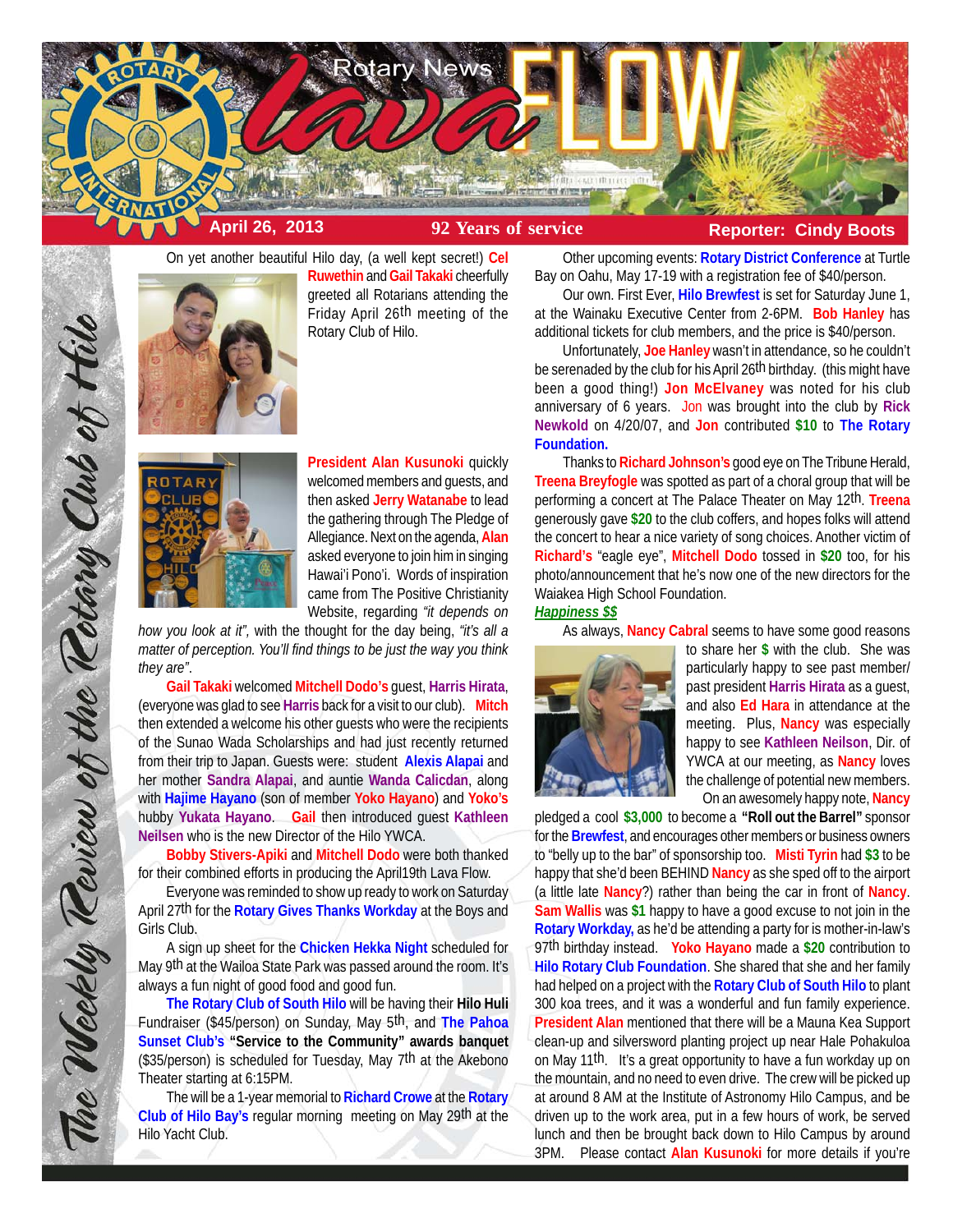# Rotary News Lava FLOW

**April 26, 2013** | **92 Years of service** | **Reporter: Cindy Boots**

*The Weekly Review of the Rotary Club of Hilo*

On yet another beautiful Hilo day, (a well kept secret!) **Cel Ruwethin** and **Gail Takaki** cheerfully greeted all Rotarians attending the Friday April 26th meeting of the Rotary Club of Hilo.

**President Alan Kusunoki** quickly welcomed members and guests, and then asked **Jerry Watanabe** to lead the gathering through The Pledge of Allegiance. Next on the agenda, **Alan** asked everyone to join him in singing Hawai'i Pono'i. Words of inspiration came from The Positive Christianity Website, regarding *"it depends on how you look at it"*, with the thought for the day being, *"it's all a matter of perception. You'll find things to be just the way you think they are"*.

**Gail Takaki** welcomed **Mitchell Dodo's** guest, **Harris Hirata**, (everyone was glad to see **Harris** back for a visit to our club). **Mitch** then extended a welcome his other guests who were the recipients of the Sunao Wada Scholarships and had just recently returned from their trip to Japan. Guests were: student **Alexis Alapai** and her mother **Sandra Alapai**, and auntie **Wanda Calicdan**, along with **Hajime Hayano** (son of member **Yoko Hayano**) and **Yoko's** hubby **Yukata Hayano**. **Gail** then introduced guest **Kathleen Neilsen** who is the new Director of the Hilo YWCA.

**Bobby Stivers-Apiki** and **Mitchell Dodo** were both thanked for their combined efforts in producing the April19th Lava Flow.

Everyone was reminded to show up ready to work on Saturday April 27th for the **Rotary Gives Thanks Workday** at the Boys and Girls Club.

A sign up sheet for the **Chicken Hekka Night** scheduled for May 9th at the Wailoa State Park was passed around the room. It's always a fun night of good food and good fun.

**The Rotary Club of South Hilo** will be having their **Hilo Huli** Fundraiser ($45/person) on Sunday, May 5th, and **The Pahoa Sunset Club's "Service to the Community" awards banquet** ($35/person) is scheduled for Tuesday, May 7th at the Akebono Theater starting at 6:15PM.

The will be a 1-year memorial to **Richard Crowe** at the **Rotary Club of Hilo Bay's** regular morning meeting on May 29th at the Hilo Yacht Club.

Other upcoming events: **Rotary District Conference** at Turtle Bay on Oahu, May 17-19 with a registration fee of $40/person.

Our own. First Ever, **Hilo Brewfest** is set for Saturday June 1, at the Wainaku Executive Center from 2-6PM. **Bob Hanley** has additional tickets for club members, and the price is $40/person.

Unfortunately, **Joe Hanley** wasn't in attendance, so he couldn't be serenaded by the club for his April 26th birthday. (this might have been a good thing!) **Jon McElvaney** was noted for his club anniversary of 6 years. **Jon** was brought into the club by **Rick Newkold** on 4/20/07, and **Jon** contributed **$10** to **The Rotary Foundation.**

Thanks to **Richard Johnson's** good eye on The Tribune Herald, **Treena Breyfogle** was spotted as part of a choral group that will be performing a concert at The Palace Theater on May 12th. **Treena** generously gave **$20** to the club coffers, and hopes folks will attend the concert to hear a nice variety of song choices. Another victim of **Richard's** "eagle eye", **Mitchell Dodo** tossed in **$20** too, for his photo/announcement that he's now one of the new directors for the Waiakea High School Foundation.

***Happiness $$***

As always, **Nancy Cabral** seems to have some good reasons to share her **$** with the club. She was particularly happy to see past member/ past president **Harris Hirata** as a guest, and also **Ed Hara** in attendance at the meeting. Plus, **Nancy** was especially happy to see **Kathleen Neilson**, Dir. of YWCA at our meeting, as **Nancy** loves the challenge of potential new members.

On an awesomely happy note, **Nancy** pledged a cool **$3,000** to become a **"Roll out the Barrel"** sponsor for the **Brewfest**, and encourages other members or business owners to "belly up to the bar" of sponsorship too. **Misti Tyrin** had **$3** to be happy that she'd been BEHIND **Nancy** as she sped off to the airport (a little late **Nancy**?) rather than being the car in front of **Nancy**. **Sam Wallis** was **$1** happy to have a good excuse to not join in the **Rotary Workday,** as he'd be attending a party for is mother-in-law's 97th birthday instead. **Yoko Hayano** made a **$20** contribution to **Hilo Rotary Club Foundation**. She shared that she and her family had helped on a project with the **Rotary Club of South Hilo** to plant 300 koa trees, and it was a wonderful and fun family experience. **President Alan** mentioned that there will be a Mauna Kea Support clean-up and silversword planting project up near Hale Pohakuloa on May 11th. It's a great opportunity to have a fun workday up on the mountain, and no need to even drive. The crew will be picked up at around 8 AM at the Institute of Astronomy Hilo Campus, and be driven up to the work area, put in a few hours of work, be served lunch and then be brought back down to Hilo Campus by around 3PM. Please contact **Alan Kusunoki** for more details if you're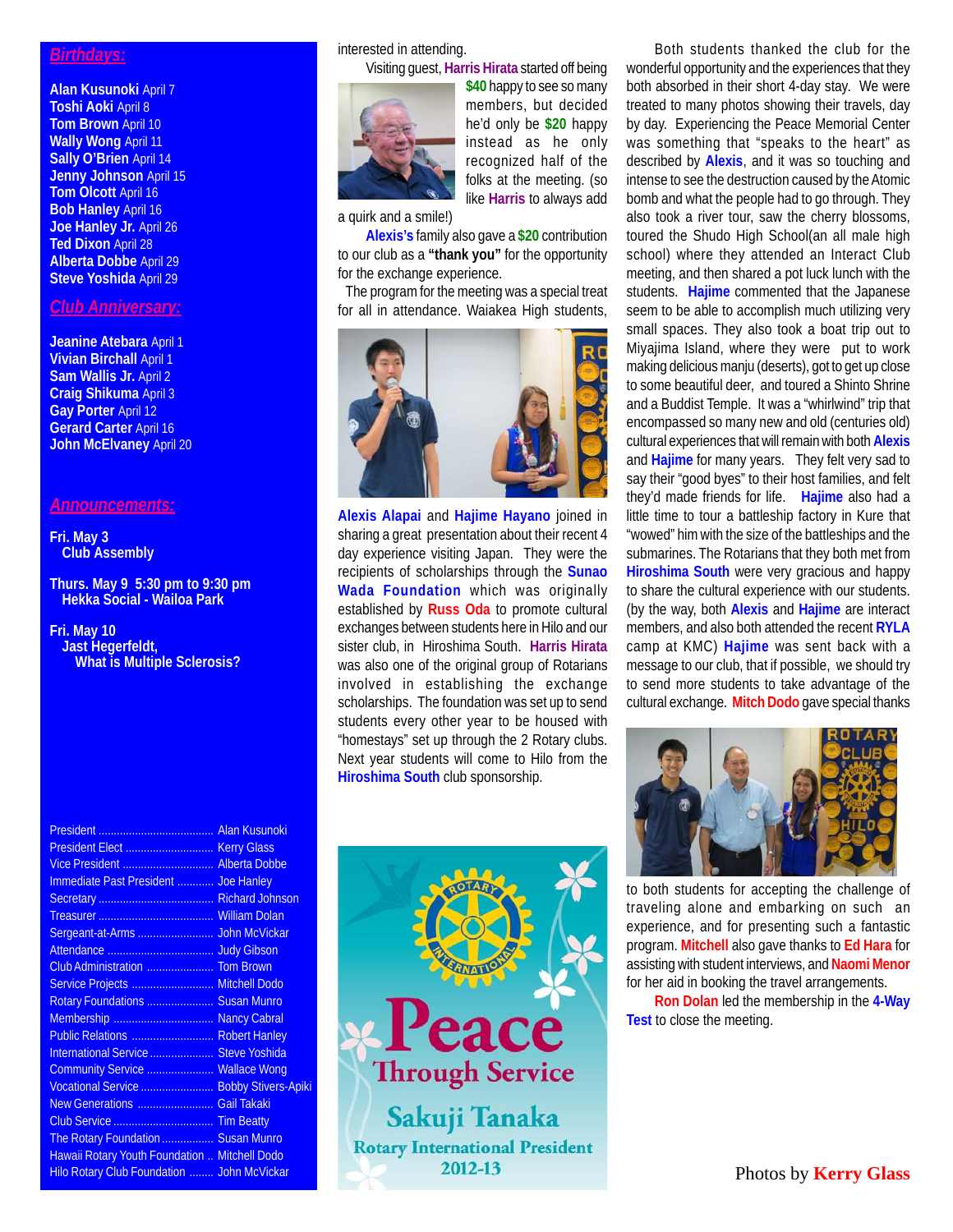## Birthdays:

**Alan Kusunoki** April 7
**Toshi Aoki** April 8
**Tom Brown** April 10
**Wally Wong** April 11
**Sally O'Brien** April 14
**Jenny Johnson** April 15
**Tom Olcott** April 16
**Bob Hanley** April 16
**Joe Hanley Jr.** April 26
**Ted Dixon** April 28
**Alberta Dobbe** April 29
**Steve Yoshida** April 29

## Club Anniversary:

**Jeanine Atebara** April 1
**Vivian Birchall** April 1
**Sam Wallis Jr.** April 2
**Craig Shikuma** April 3
**Gay Porter** April 12
**Gerard Carter** April 16
**John McElvaney** April 20

## Announcements:

**Fri. May 3**
**Club Assembly**

**Thurs. May 9 5:30 pm to 9:30 pm**
**Hekka Social - Wailoa Park**

**Fri. May 10**
**Jast Hegerfeldt,**
**What is Multiple Sclerosis?**

| | |
|---|---|
| President | Alan Kusunoki |
| President Elect | Kerry Glass |
| Vice President | Alberta Dobbe |
| Immediate Past President | Joe Hanley |
| Secretary | Richard Johnson |
| Treasurer | William Dolan |
| Sergeant-at-Arms | John McVickar |
| Attendance | Judy Gibson |
| Club Administration | Tom Brown |
| Service Projects | Mitchell Dodo |
| Rotary Foundations | Susan Munro |
| Membership | Nancy Cabral |
| Public Relations | Robert Hanley |
| International Service | Steve Yoshida |
| Community Service | Wallace Wong |
| Vocational Service | Bobby Stivers-Apiki |
| New Generations | Gail Takaki |
| Club Service | Tim Beatty |
| The Rotary Foundation | Susan Munro |
| Hawaii Rotary Youth Foundation | Mitchell Dodo |
| Hilo Rotary Club Foundation | John McVickar |

interested in attending.

Visiting guest, **Harris Hirata** started off being **$40** happy to see so many members, but decided he'd only be **$20** happy instead as he only recognized half of the folks at the meeting. (so like **Harris** to always add a quirk and a smile!)

**Alexis's** family also gave a **$20** contribution to our club as a **"thank you"** for the opportunity for the exchange experience.

The program for the meeting was a special treat for all in attendance. Waiakea High students,

**Alexis Alapai** and **Hajime Hayano** joined in sharing a great presentation about their recent 4 day experience visiting Japan. They were the recipients of scholarships through the **Sunao Wada Foundation** which was originally established by **Russ Oda** to promote cultural exchanges between students here in Hilo and our sister club, in Hiroshima South. **Harris Hirata** was also one of the original group of Rotarians involved in establishing the exchange scholarships. The foundation was set up to send students every other year to be housed with "homestays" set up through the 2 Rotary clubs. Next year students will come to Hilo from the **Hiroshima South** club sponsorship.

ROTARY INTERNATIONAL
Peace Through Service
Sakuji Tanaka
Rotary International President
2012-13

Both students thanked the club for the wonderful opportunity and the experiences that they both absorbed in their short 4-day stay. We were treated to many photos showing their travels, day by day. Experiencing the Peace Memorial Center was something that "speaks to the heart" as described by **Alexis**, and it was so touching and intense to see the destruction caused by the Atomic bomb and what the people had to go through. They also took a river tour, saw the cherry blossoms, toured the Shudo High School(an all male high school) where they attended an Interact Club meeting, and then shared a pot luck lunch with the students. **Hajime** commented that the Japanese seem to be able to accomplish much utilizing very small spaces. They also took a boat trip out to Miyajima Island, where they were put to work making delicious manju (deserts), got to get up close to some beautiful deer, and toured a Shinto Shrine and a Buddist Temple. It was a "whirlwind" trip that encompassed so many new and old (centuries old) cultural experiences that will remain with both **Alexis** and **Hajime** for many years. They felt very sad to say their "good byes" to their host families, and felt they'd made friends for life. **Hajime** also had a little time to tour a battleship factory in Kure that "wowed" him with the size of the battleships and the submarines. The Rotarians that they both met from **Hiroshima South** were very gracious and happy to share the cultural experience with our students. (by the way, both **Alexis** and **Hajime** are interact members, and also both attended the recent **RYLA** camp at KMC) **Hajime** was sent back with a message to our club, that if possible, we should try to send more students to take advantage of the cultural exchange. **Mitch Dodo** gave special thanks

to both students for accepting the challenge of traveling alone and embarking on such an experience, and for presenting such a fantastic program. **Mitchell** also gave thanks to **Ed Hara** for assisting with student interviews, and **Naomi Menor** for her aid in booking the travel arrangements.

**Ron Dolan** led the membership in the **4-Way Test** to close the meeting.

Photos by **Kerry Glass**